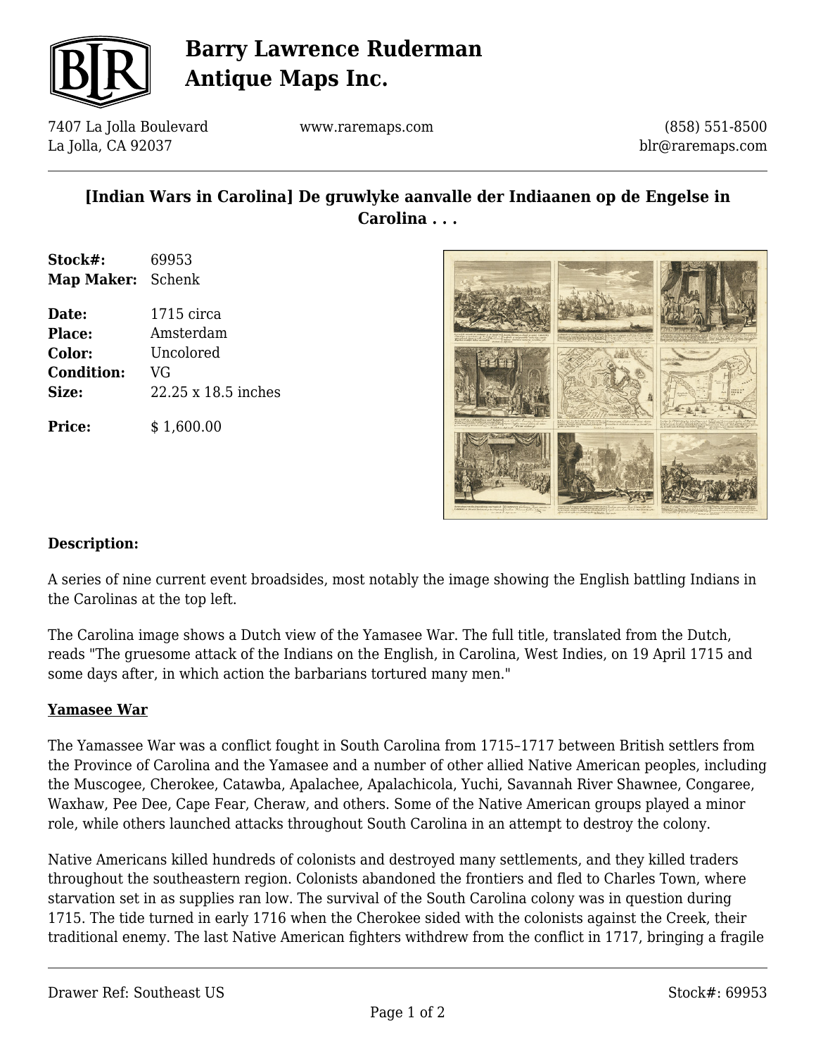# Barry Lawrence Ruderman Antique Maps Inc.

7407 La Jolla Boulevard
La Jolla, CA 92037

www.raremaps.com

(858) 551-8500
blr@raremaps.com

## [Indian Wars in Carolina] De gruwlyke aanvalle der Indiaanen op de Engelse in Carolina . . .

**Stock#:** 69953
**Map Maker:** Schenk

**Date:** 1715 circa
**Place:** Amsterdam
**Color:** Uncolored
**Condition:** VG
**Size:** 22.25 x 18.5 inches

**Price:** $ 1,600.00

### Description:

A series of nine current event broadsides, most notably the image showing the English battling Indians in the Carolinas at the top left.

The Carolina image shows a Dutch view of the Yamasee War. The full title, translated from the Dutch, reads "The gruesome attack of the Indians on the English, in Carolina, West Indies, on 19 April 1715 and some days after, in which action the barbarians tortured many men."

### Yamasee War

The Yamassee War was a conflict fought in South Carolina from 1715–1717 between British settlers from the Province of Carolina and the Yamasee and a number of other allied Native American peoples, including the Muscogee, Cherokee, Catawba, Apalachee, Apalachicola, Yuchi, Savannah River Shawnee, Congaree, Waxhaw, Pee Dee, Cape Fear, Cheraw, and others. Some of the Native American groups played a minor role, while others launched attacks throughout South Carolina in an attempt to destroy the colony.

Native Americans killed hundreds of colonists and destroyed many settlements, and they killed traders throughout the southeastern region. Colonists abandoned the frontiers and fled to Charles Town, where starvation set in as supplies ran low. The survival of the South Carolina colony was in question during 1715. The tide turned in early 1716 when the Cherokee sided with the colonists against the Creek, their traditional enemy. The last Native American fighters withdrew from the conflict in 1717, bringing a fragile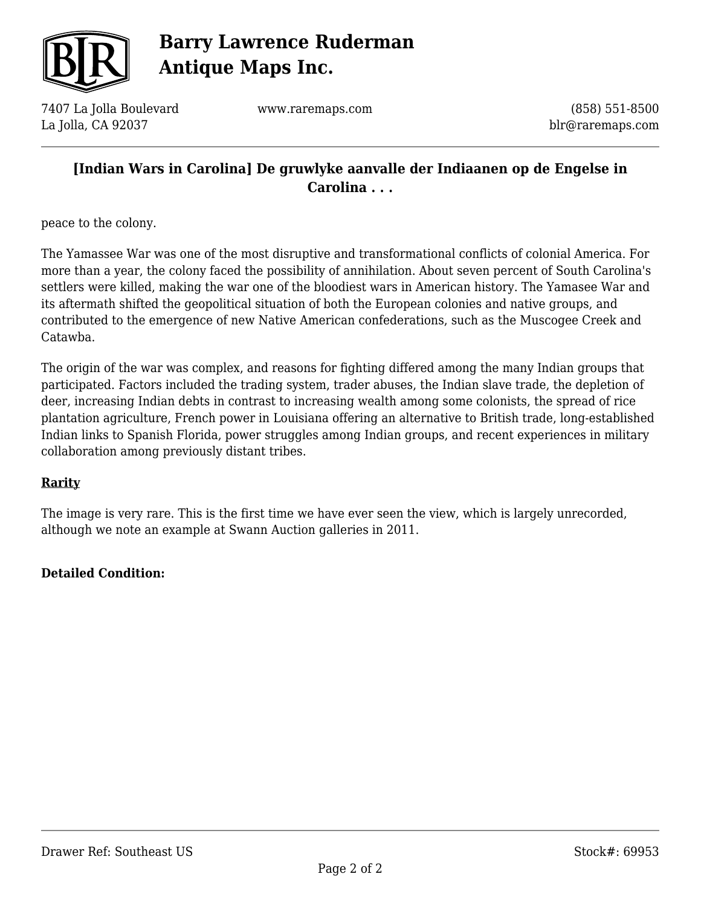peace to the colony.

The Yamassee War was one of the most disruptive and transformational conflicts of colonial America. For more than a year, the colony faced the possibility of annihilation. About seven percent of South Carolina's settlers were killed, making the war one of the bloodiest wars in American history. The Yamasee War and its aftermath shifted the geopolitical situation of both the European colonies and native groups, and contributed to the emergence of new Native American confederations, such as the Muscogee Creek and Catawba.

The origin of the war was complex, and reasons for fighting differed among the many Indian groups that participated. Factors included the trading system, trader abuses, the Indian slave trade, the depletion of deer, increasing Indian debts in contrast to increasing wealth among some colonists, the spread of rice plantation agriculture, French power in Louisiana offering an alternative to British trade, long-established Indian links to Spanish Florida, power struggles among Indian groups, and recent experiences in military collaboration among previously distant tribes.

## Rarity

The image is very rare. This is the first time we have ever seen the view, which is largely unrecorded, although we note an example at Swann Auction galleries in 2011.

**Detailed Condition:**